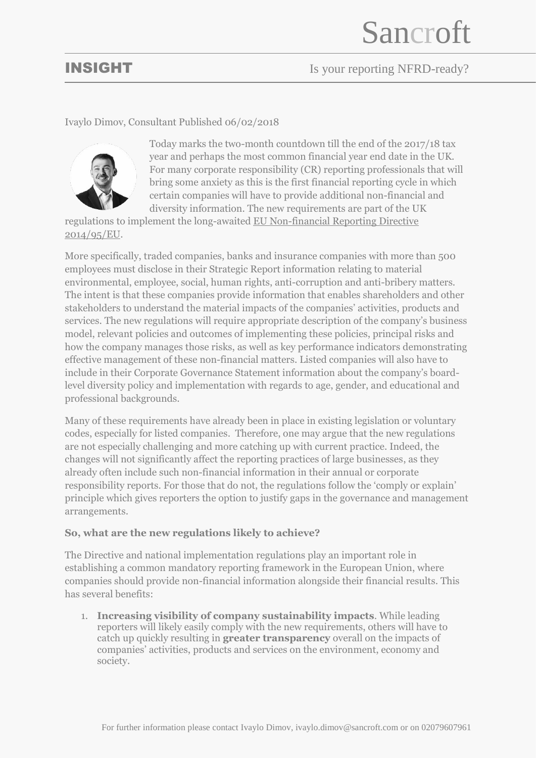Sancroft

# INSIGHT

Is your reporting NFRD-ready?

Ivaylo Dimov, Consultant Published 06/02/2018

Today marks the two-month countdown till the end of the 2017/18 tax year and perhaps the most common financial year end date in the UK. For many corporate responsibility (CR) reporting professionals that will bring some anxiety as this is the first financial reporting cycle in which certain companies will have to provide additional non-financial and diversity information. The new requirements are part of the UK regulations to implement the long-awaited EU Non-financial Reporting Directive 2014/95/EU.

More specifically, traded companies, banks and insurance companies with more than 500 employees must disclose in their Strategic Report information relating to material environmental, employee, social, human rights, anti-corruption and anti-bribery matters. The intent is that these companies provide information that enables shareholders and other stakeholders to understand the material impacts of the companies' activities, products and services. The new regulations will require appropriate description of the company's business model, relevant policies and outcomes of implementing these policies, principal risks and how the company manages those risks, as well as key performance indicators demonstrating effective management of these non-financial matters. Listed companies will also have to include in their Corporate Governance Statement information about the company's board-level diversity policy and implementation with regards to age, gender, and educational and professional backgrounds.

Many of these requirements have already been in place in existing legislation or voluntary codes, especially for listed companies. Therefore, one may argue that the new regulations are not especially challenging and more catching up with current practice. Indeed, the changes will not significantly affect the reporting practices of large businesses, as they already often include such non-financial information in their annual or corporate responsibility reports. For those that do not, the regulations follow the 'comply or explain' principle which gives reporters the option to justify gaps in the governance and management arrangements.

**So, what are the new regulations likely to achieve?**

The Directive and national implementation regulations play an important role in establishing a common mandatory reporting framework in the European Union, where companies should provide non-financial information alongside their financial results. This has several benefits:

1. **Increasing visibility of company sustainability impacts**. While leading reporters will likely easily comply with the new requirements, others will have to catch up quickly resulting in **greater transparency** overall on the impacts of companies' activities, products and services on the environment, economy and society.

For further information please contact Ivaylo Dimov, ivaylo.dimov@sancroft.com or on 02079607961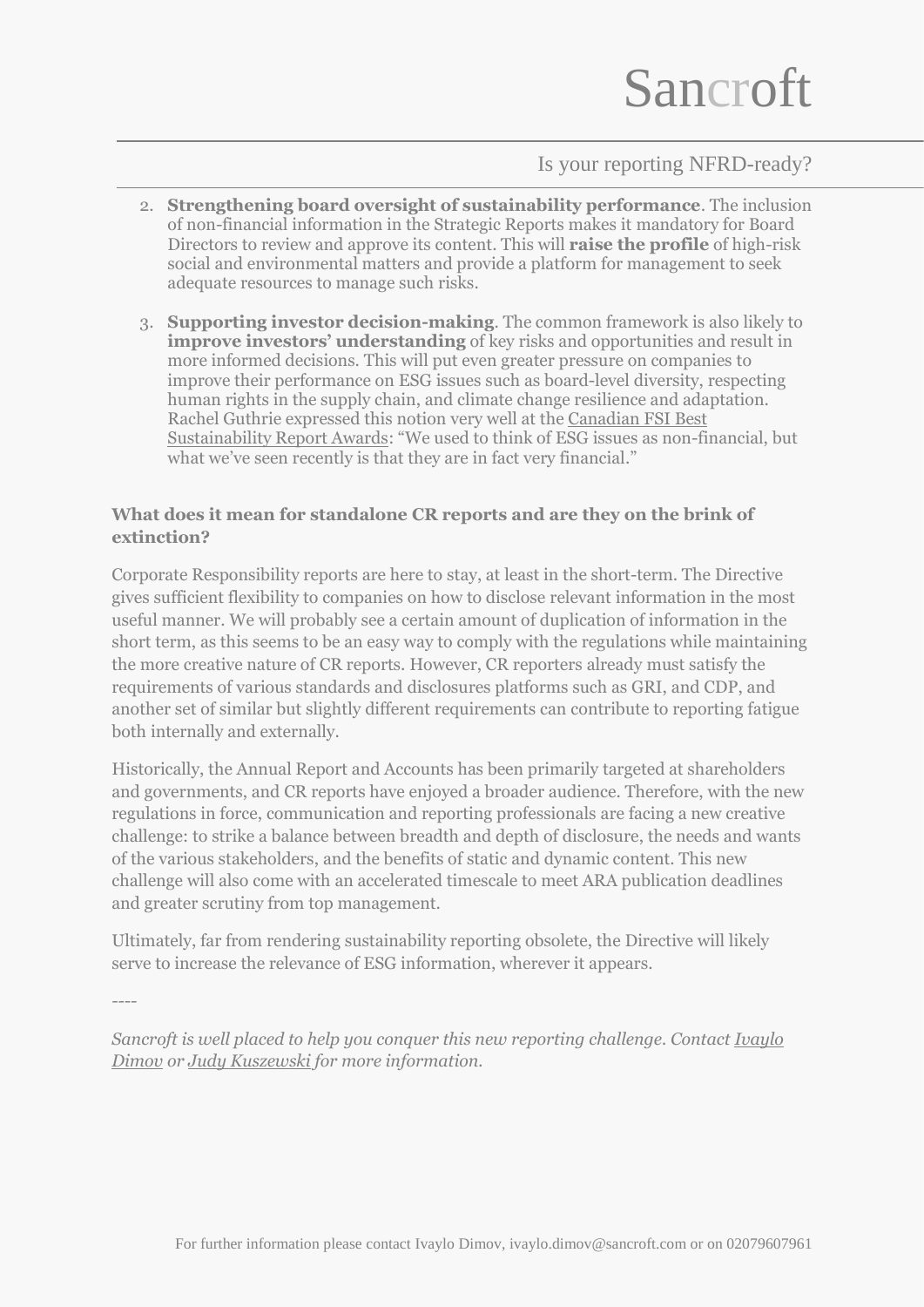2. **Strengthening board oversight of sustainability performance**. The inclusion of non-financial information in the Strategic Reports makes it mandatory for Board Directors to review and approve its content. This will **raise the profile** of high-risk social and environmental matters and provide a platform for management to seek adequate resources to manage such risks.

3. **Supporting investor decision-making**. The common framework is also likely to **improve investors' understanding** of key risks and opportunities and result in more informed decisions. This will put even greater pressure on companies to improve their performance on ESG issues such as board-level diversity, respecting human rights in the supply chain, and climate change resilience and adaptation. Rachel Guthrie expressed this notion very well at the Canadian FSI Best Sustainability Report Awards: "We used to think of ESG issues as non-financial, but what we've seen recently is that they are in fact very financial."

**What does it mean for standalone CR reports and are they on the brink of extinction?**

Corporate Responsibility reports are here to stay, at least in the short-term. The Directive gives sufficient flexibility to companies on how to disclose relevant information in the most useful manner. We will probably see a certain amount of duplication of information in the short term, as this seems to be an easy way to comply with the regulations while maintaining the more creative nature of CR reports. However, CR reporters already must satisfy the requirements of various standards and disclosures platforms such as GRI, and CDP, and another set of similar but slightly different requirements can contribute to reporting fatigue both internally and externally.

Historically, the Annual Report and Accounts has been primarily targeted at shareholders and governments, and CR reports have enjoyed a broader audience. Therefore, with the new regulations in force, communication and reporting professionals are facing a new creative challenge: to strike a balance between breadth and depth of disclosure, the needs and wants of the various stakeholders, and the benefits of static and dynamic content. This new challenge will also come with an accelerated timescale to meet ARA publication deadlines and greater scrutiny from top management.

Ultimately, far from rendering sustainability reporting obsolete, the Directive will likely serve to increase the relevance of ESG information, wherever it appears.

----

*Sancroft is well placed to help you conquer this new reporting challenge. Contact Ivaylo Dimov or Judy Kuszewski for more information.*

For further information please contact Ivaylo Dimov, ivaylo.dimov@sancroft.com or on 02079607961